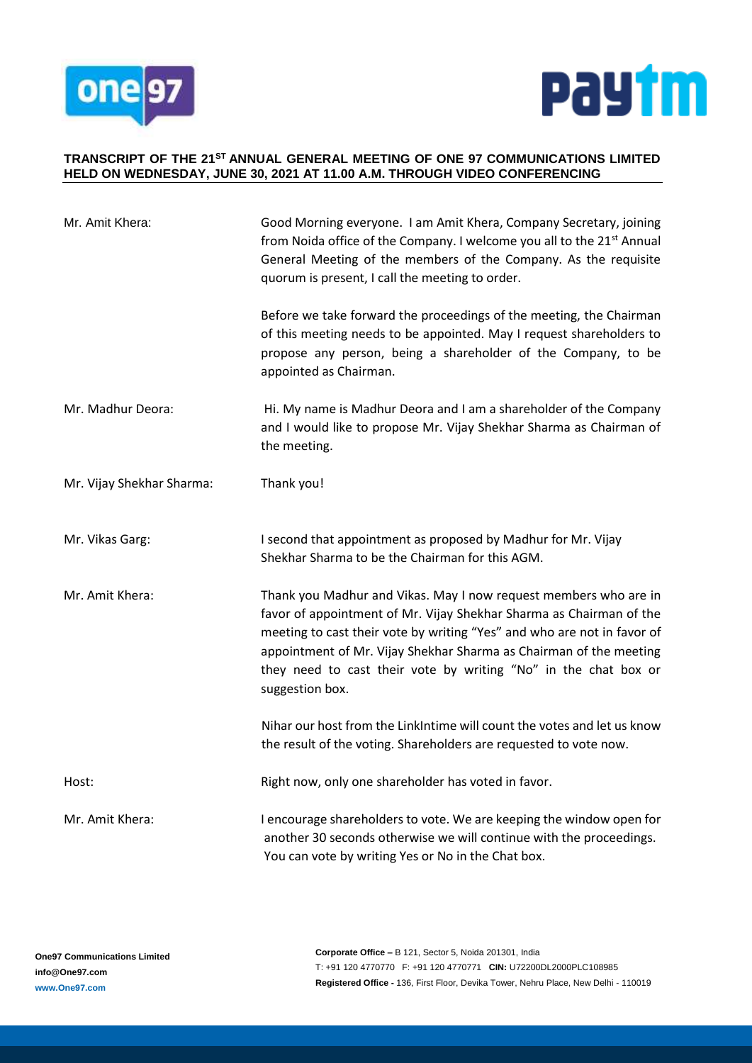**TRANSCRIPT OF THE 21[ST] ANNUAL GENERAL MEETING OF ONE 97 COMMUNICATIONS LIMITED HELD ON WEDNESDAY, JUNE 30, 2021 AT 11.00 A.M. THROUGH VIDEO CONFERENCING**

| | |
|---|---|
| Mr. Amit Khera: | Good Morning everyone. I am Amit Khera, Company Secretary, joining from Noida office of the Company. I welcome you all to the 21[st] Annual General Meeting of the members of the Company. As the requisite quorum is present, I call the meeting to order. |
| | Before we take forward the proceedings of the meeting, the Chairman of this meeting needs to be appointed. May I request shareholders to propose any person, being a shareholder of the Company, to be appointed as Chairman. |
| Mr. Madhur Deora: | Hi. My name is Madhur Deora and I am a shareholder of the Company and I would like to propose Mr. Vijay Shekhar Sharma as Chairman of the meeting. |
| Mr. Vijay Shekhar Sharma: | Thank you! |
| Mr. Vikas Garg: | I second that appointment as proposed by Madhur for Mr. Vijay Shekhar Sharma to be the Chairman for this AGM. |
| Mr. Amit Khera: | Thank you Madhur and Vikas. May I now request members who are in favor of appointment of Mr. Vijay Shekhar Sharma as Chairman of the meeting to cast their vote by writing "Yes" and who are not in favor of appointment of Mr. Vijay Shekhar Sharma as Chairman of the meeting they need to cast their vote by writing "No" in the chat box or suggestion box. |
| | Nihar our host from the LinkIntime will count the votes and let us know the result of the voting. Shareholders are requested to vote now. |
| Host: | Right now, only one shareholder has voted in favor. |
| Mr. Amit Khera: | I encourage shareholders to vote. We are keeping the window open for another 30 seconds otherwise we will continue with the proceedings. You can vote by writing Yes or No in the Chat box. |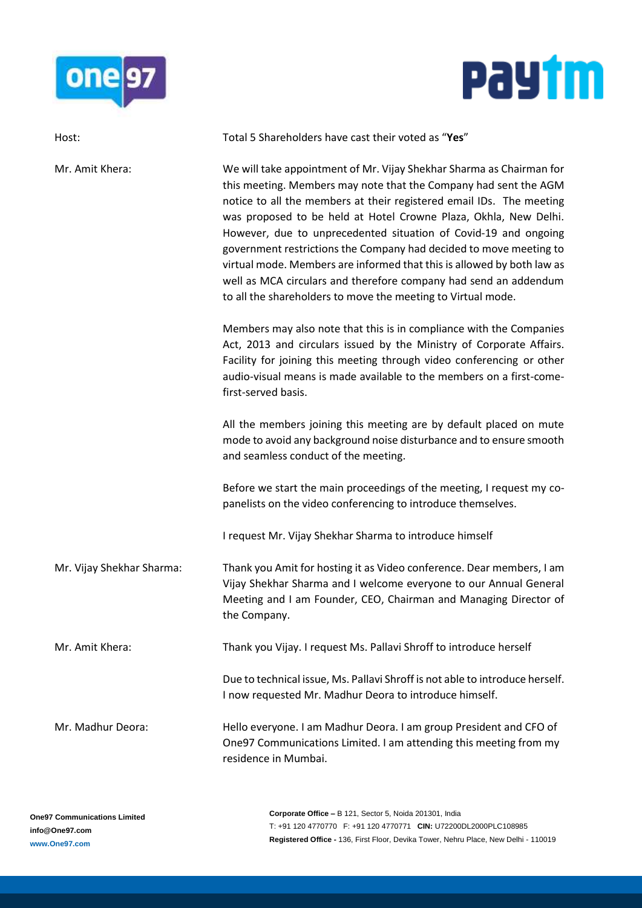Host: Total 5 Shareholders have cast their voted as "**Yes**"

Mr. Amit Khera: We will take appointment of Mr. Vijay Shekhar Sharma as Chairman for this meeting. Members may note that the Company had sent the AGM notice to all the members at their registered email IDs. The meeting was proposed to be held at Hotel Crowne Plaza, Okhla, New Delhi. However, due to unprecedented situation of Covid-19 and ongoing government restrictions the Company had decided to move meeting to virtual mode. Members are informed that this is allowed by both law as well as MCA circulars and therefore company had send an addendum to all the shareholders to move the meeting to Virtual mode.

Members may also note that this is in compliance with the Companies Act, 2013 and circulars issued by the Ministry of Corporate Affairs. Facility for joining this meeting through video conferencing or other audio-visual means is made available to the members on a first-come-first-served basis.

All the members joining this meeting are by default placed on mute mode to avoid any background noise disturbance and to ensure smooth and seamless conduct of the meeting.

Before we start the main proceedings of the meeting, I request my co-panelists on the video conferencing to introduce themselves.

I request Mr. Vijay Shekhar Sharma to introduce himself

Mr. Vijay Shekhar Sharma: Thank you Amit for hosting it as Video conference. Dear members, I am Vijay Shekhar Sharma and I welcome everyone to our Annual General Meeting and I am Founder, CEO, Chairman and Managing Director of the Company.

Mr. Amit Khera: Thank you Vijay. I request Ms. Pallavi Shroff to introduce herself

Due to technical issue, Ms. Pallavi Shroff is not able to introduce herself. I now requested Mr. Madhur Deora to introduce himself.

Mr. Madhur Deora: Hello everyone. I am Madhur Deora. I am group President and CFO of One97 Communications Limited. I am attending this meeting from my residence in Mumbai.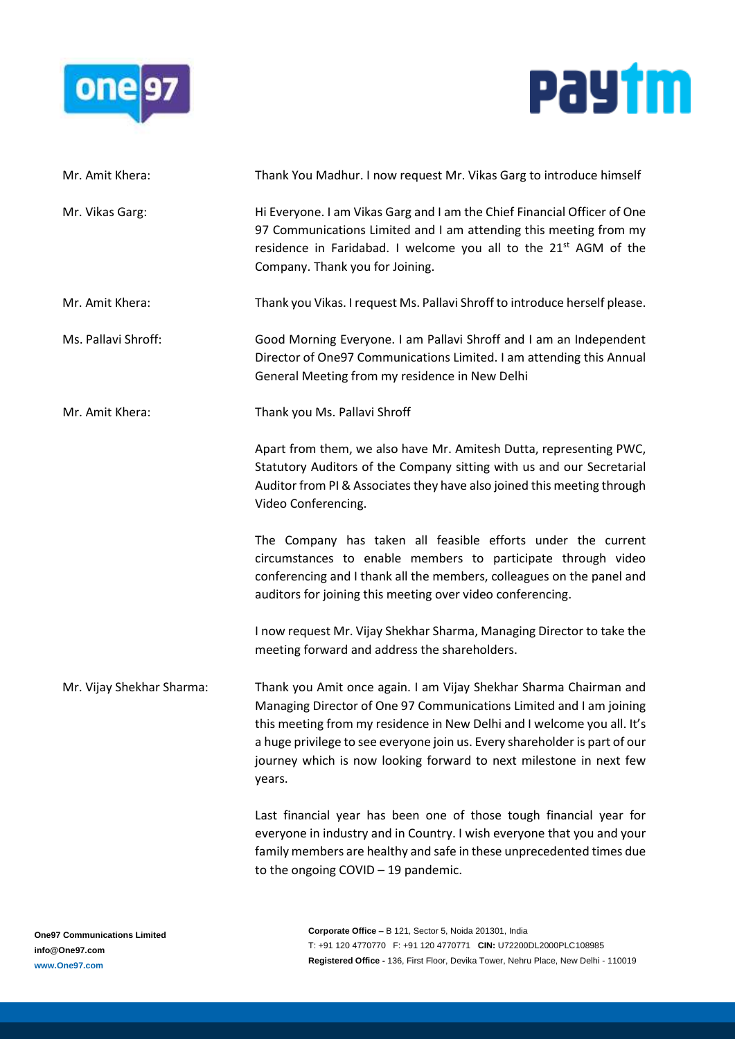**Mr. Amit Khera:** Thank You Madhur. I now request Mr. Vikas Garg to introduce himself

**Mr. Vikas Garg:** Hi Everyone. I am Vikas Garg and I am the Chief Financial Officer of One 97 Communications Limited and I am attending this meeting from my residence in Faridabad. I welcome you all to the 21st AGM of the Company. Thank you for Joining.

**Mr. Amit Khera:** Thank you Vikas. I request Ms. Pallavi Shroff to introduce herself please.

**Ms. Pallavi Shroff:** Good Morning Everyone. I am Pallavi Shroff and I am an Independent Director of One97 Communications Limited. I am attending this Annual General Meeting from my residence in New Delhi

**Mr. Amit Khera:** Thank you Ms. Pallavi Shroff

Apart from them, we also have Mr. Amitesh Dutta, representing PWC, Statutory Auditors of the Company sitting with us and our Secretarial Auditor from PI & Associates they have also joined this meeting through Video Conferencing.

The Company has taken all feasible efforts under the current circumstances to enable members to participate through video conferencing and I thank all the members, colleagues on the panel and auditors for joining this meeting over video conferencing.

I now request Mr. Vijay Shekhar Sharma, Managing Director to take the meeting forward and address the shareholders.

**Mr. Vijay Shekhar Sharma:** Thank you Amit once again. I am Vijay Shekhar Sharma Chairman and Managing Director of One 97 Communications Limited and I am joining this meeting from my residence in New Delhi and I welcome you all. It's a huge privilege to see everyone join us. Every shareholder is part of our journey which is now looking forward to next milestone in next few years.

Last financial year has been one of those tough financial year for everyone in industry and in Country. I wish everyone that you and your family members are healthy and safe in these unprecedented times due to the ongoing COVID – 19 pandemic.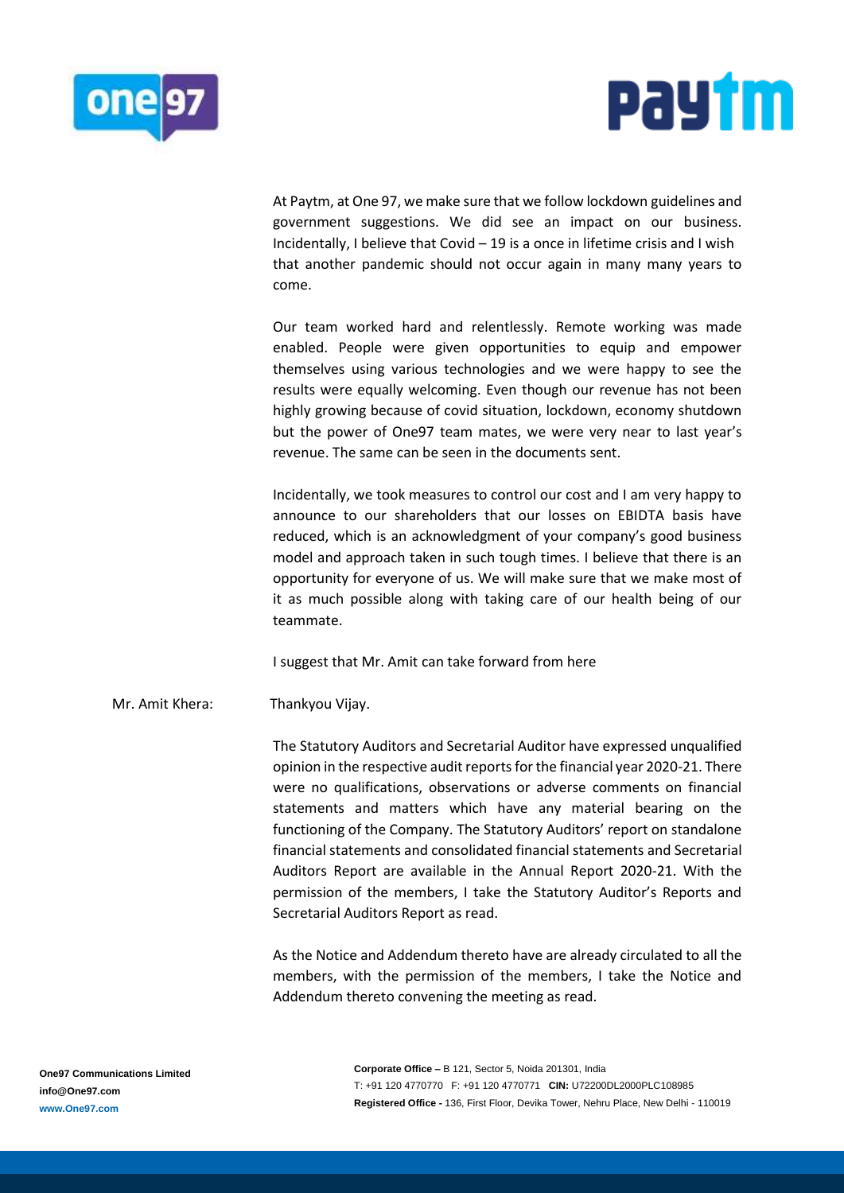At Paytm, at One 97, we make sure that we follow lockdown guidelines and government suggestions. We did see an impact on our business. Incidentally, I believe that Covid – 19 is a once in lifetime crisis and I wish that another pandemic should not occur again in many many years to come.

Our team worked hard and relentlessly. Remote working was made enabled. People were given opportunities to equip and empower themselves using various technologies and we were happy to see the results were equally welcoming. Even though our revenue has not been highly growing because of covid situation, lockdown, economy shutdown but the power of One97 team mates, we were very near to last year's revenue. The same can be seen in the documents sent.

Incidentally, we took measures to control our cost and I am very happy to announce to our shareholders that our losses on EBIDTA basis have reduced, which is an acknowledgment of your company's good business model and approach taken in such tough times. I believe that there is an opportunity for everyone of us. We will make sure that we make most of it as much possible along with taking care of our health being of our teammate.

I suggest that Mr. Amit can take forward from here

Mr. Amit Khera: Thankyou Vijay.

The Statutory Auditors and Secretarial Auditor have expressed unqualified opinion in the respective audit reports for the financial year 2020-21. There were no qualifications, observations or adverse comments on financial statements and matters which have any material bearing on the functioning of the Company. The Statutory Auditors' report on standalone financial statements and consolidated financial statements and Secretarial Auditors Report are available in the Annual Report 2020-21. With the permission of the members, I take the Statutory Auditor's Reports and Secretarial Auditors Report as read.

As the Notice and Addendum thereto have are already circulated to all the members, with the permission of the members, I take the Notice and Addendum thereto convening the meeting as read.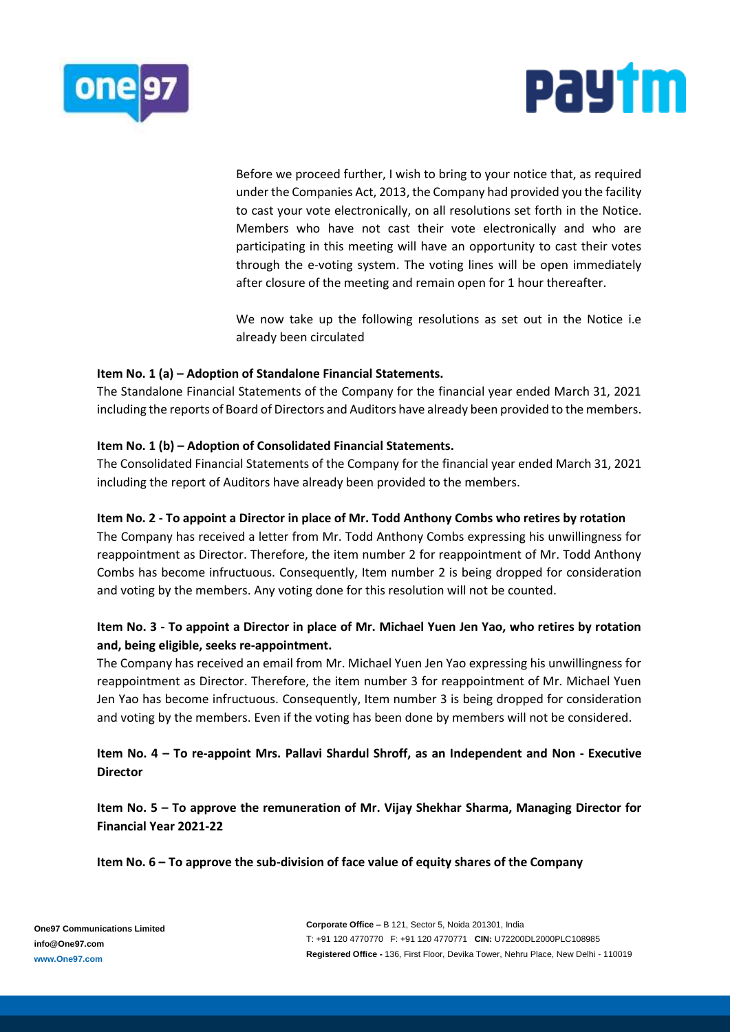Before we proceed further, I wish to bring to your notice that, as required under the Companies Act, 2013, the Company had provided you the facility to cast your vote electronically, on all resolutions set forth in the Notice. Members who have not cast their vote electronically and who are participating in this meeting will have an opportunity to cast their votes through the e-voting system. The voting lines will be open immediately after closure of the meeting and remain open for 1 hour thereafter.

We now take up the following resolutions as set out in the Notice i.e already been circulated

**Item No. 1 (a) – Adoption of Standalone Financial Statements.**

The Standalone Financial Statements of the Company for the financial year ended March 31, 2021 including the reports of Board of Directors and Auditors have already been provided to the members.

**Item No. 1 (b) – Adoption of Consolidated Financial Statements.**

The Consolidated Financial Statements of the Company for the financial year ended March 31, 2021 including the report of Auditors have already been provided to the members.

**Item No. 2 - To appoint a Director in place of Mr. Todd Anthony Combs who retires by rotation**

The Company has received a letter from Mr. Todd Anthony Combs expressing his unwillingness for reappointment as Director. Therefore, the item number 2 for reappointment of Mr. Todd Anthony Combs has become infructuous. Consequently, Item number 2 is being dropped for consideration and voting by the members. Any voting done for this resolution will not be counted.

**Item No. 3 - To appoint a Director in place of Mr. Michael Yuen Jen Yao, who retires by rotation and, being eligible, seeks re-appointment.**

The Company has received an email from Mr. Michael Yuen Jen Yao expressing his unwillingness for reappointment as Director. Therefore, the item number 3 for reappointment of Mr. Michael Yuen Jen Yao has become infructuous. Consequently, Item number 3 is being dropped for consideration and voting by the members. Even if the voting has been done by members will not be considered.

**Item No. 4 – To re-appoint Mrs. Pallavi Shardul Shroff, as an Independent and Non - Executive Director**

**Item No. 5 – To approve the remuneration of Mr. Vijay Shekhar Sharma, Managing Director for Financial Year 2021-22**

**Item No. 6 – To approve the sub-division of face value of equity shares of the Company**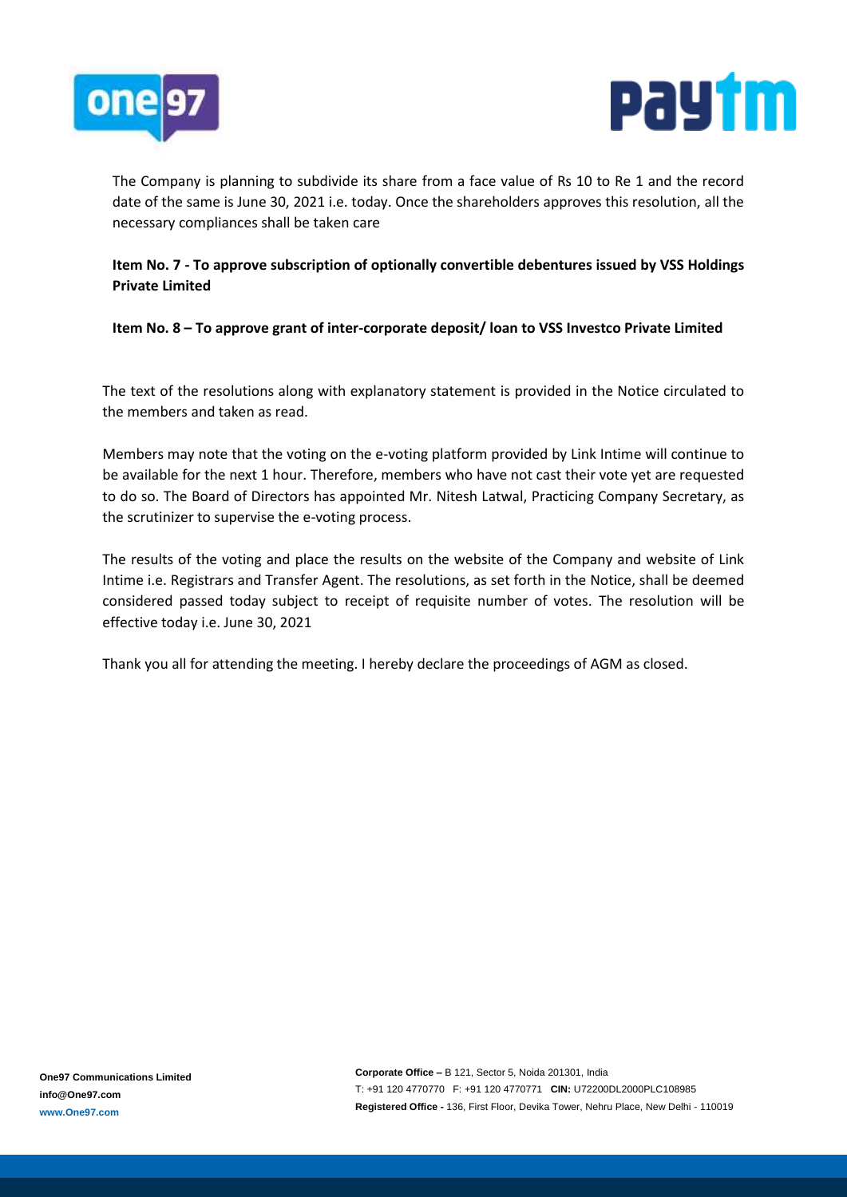The Company is planning to subdivide its share from a face value of Rs 10 to Re 1 and the record date of the same is June 30, 2021 i.e. today. Once the shareholders approves this resolution, all the necessary compliances shall be taken care

**Item No. 7 - To approve subscription of optionally convertible debentures issued by VSS Holdings Private Limited**

**Item No. 8 – To approve grant of inter-corporate deposit/ loan to VSS Investco Private Limited**

The text of the resolutions along with explanatory statement is provided in the Notice circulated to the members and taken as read.

Members may note that the voting on the e-voting platform provided by Link Intime will continue to be available for the next 1 hour. Therefore, members who have not cast their vote yet are requested to do so. The Board of Directors has appointed Mr. Nitesh Latwal, Practicing Company Secretary, as the scrutinizer to supervise the e-voting process.

The results of the voting and place the results on the website of the Company and website of Link Intime i.e. Registrars and Transfer Agent. The resolutions, as set forth in the Notice, shall be deemed considered passed today subject to receipt of requisite number of votes. The resolution will be effective today i.e. June 30, 2021

Thank you all for attending the meeting. I hereby declare the proceedings of AGM as closed.